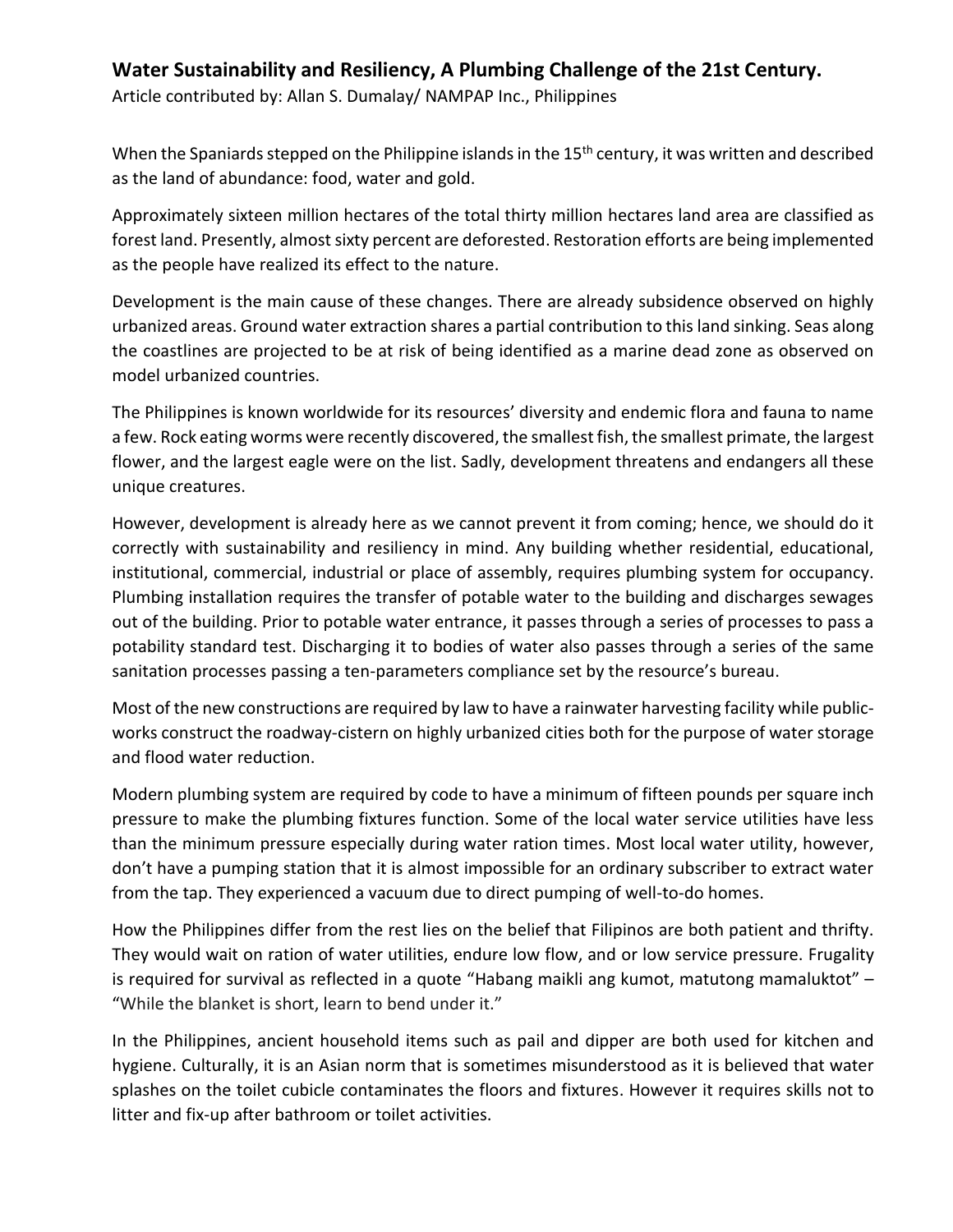## Water Sustainability and Resiliency, A Plumbing Challenge of the 21st Century.

Article contributed by: Allan S. Dumalay/ NAMPAP Inc., Philippines

When the Spaniards stepped on the Philippine islands in the 15th century, it was written and described as the land of abundance: food, water and gold.

Approximately sixteen million hectares of the total thirty million hectares land area are classified as forest land. Presently, almost sixty percent are deforested. Restoration efforts are being implemented as the people have realized its effect to the nature.

Development is the main cause of these changes. There are already subsidence observed on highly urbanized areas. Ground water extraction shares a partial contribution to this land sinking. Seas along the coastlines are projected to be at risk of being identified as a marine dead zone as observed on model urbanized countries.

The Philippines is known worldwide for its resources' diversity and endemic flora and fauna to name a few. Rock eating worms were recently discovered, the smallest fish, the smallest primate, the largest flower, and the largest eagle were on the list. Sadly, development threatens and endangers all these unique creatures.

However, development is already here as we cannot prevent it from coming; hence, we should do it correctly with sustainability and resiliency in mind. Any building whether residential, educational, institutional, commercial, industrial or place of assembly, requires plumbing system for occupancy. Plumbing installation requires the transfer of potable water to the building and discharges sewages out of the building. Prior to potable water entrance, it passes through a series of processes to pass a potability standard test. Discharging it to bodies of water also passes through a series of the same sanitation processes passing a ten-parameters compliance set by the resource's bureau.

Most of the new constructions are required by law to have a rainwater harvesting facility while public-works construct the roadway-cistern on highly urbanized cities both for the purpose of water storage and flood water reduction.

Modern plumbing system are required by code to have a minimum of fifteen pounds per square inch pressure to make the plumbing fixtures function. Some of the local water service utilities have less than the minimum pressure especially during water ration times. Most local water utility, however, don't have a pumping station that it is almost impossible for an ordinary subscriber to extract water from the tap. They experienced a vacuum due to direct pumping of well-to-do homes.

How the Philippines differ from the rest lies on the belief that Filipinos are both patient and thrifty. They would wait on ration of water utilities, endure low flow, and or low service pressure. Frugality is required for survival as reflected in a quote "Habang maikli ang kumot, matutong mamaluktot" – "While the blanket is short, learn to bend under it."

In the Philippines, ancient household items such as pail and dipper are both used for kitchen and hygiene. Culturally, it is an Asian norm that is sometimes misunderstood as it is believed that water splashes on the toilet cubicle contaminates the floors and fixtures. However it requires skills not to litter and fix-up after bathroom or toilet activities.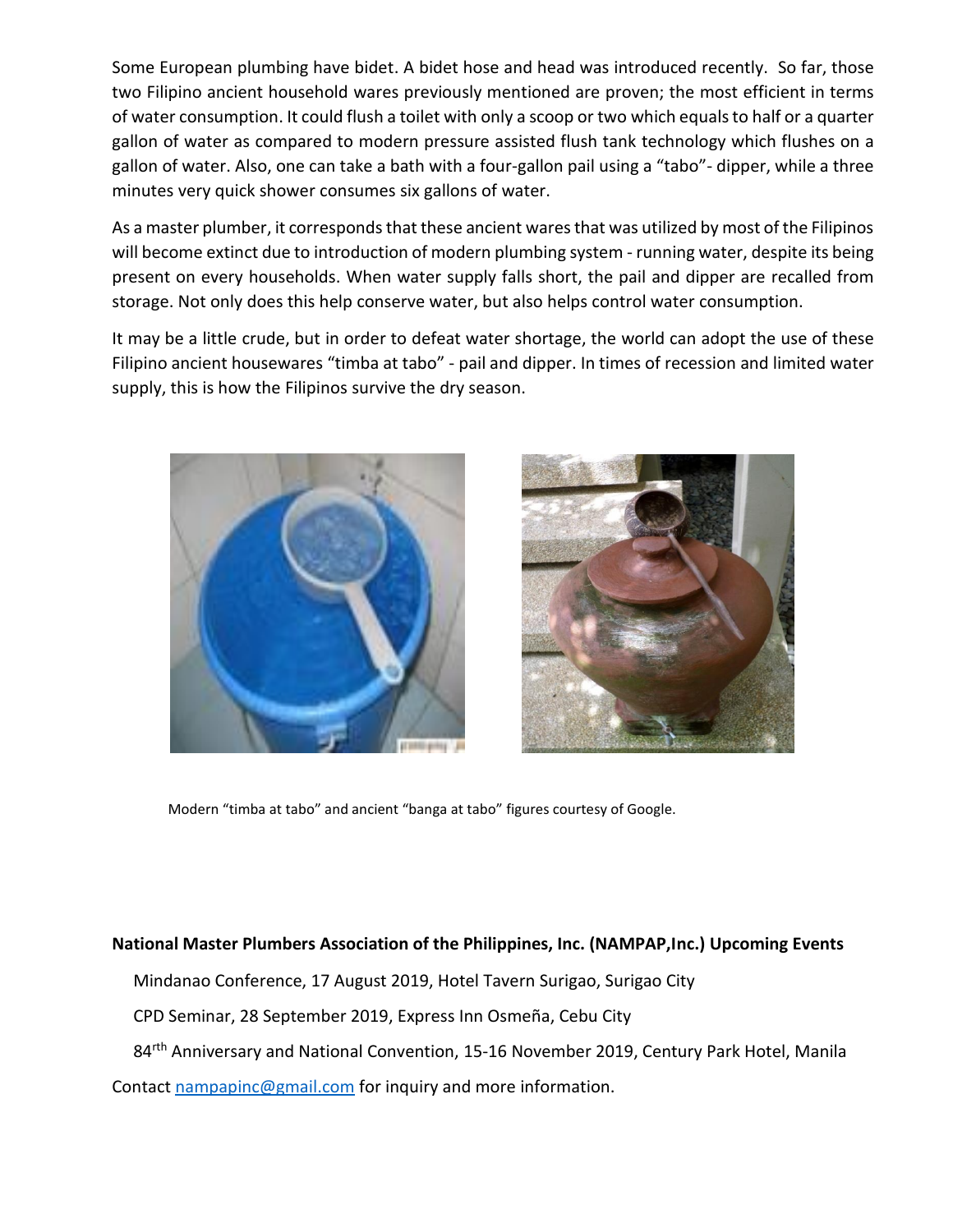Some European plumbing have bidet. A bidet hose and head was introduced recently. So far, those two Filipino ancient household wares previously mentioned are proven; the most efficient in terms of water consumption. It could flush a toilet with only a scoop or two which equals to half or a quarter gallon of water as compared to modern pressure assisted flush tank technology which flushes on a gallon of water. Also, one can take a bath with a four-gallon pail using a "tabo"- dipper, while a three minutes very quick shower consumes six gallons of water.

As a master plumber, it corresponds that these ancient wares that was utilized by most of the Filipinos will become extinct due to introduction of modern plumbing system - running water, despite its being present on every households. When water supply falls short, the pail and dipper are recalled from storage. Not only does this help conserve water, but also helps control water consumption.

It may be a little crude, but in order to defeat water shortage, the world can adopt the use of these Filipino ancient housewares "timba at tabo" - pail and dipper. In times of recession and limited water supply, this is how the Filipinos survive the dry season.

Modern "timba at tabo" and ancient "banga at tabo" figures courtesy of Google.

**National Master Plumbers Association of the Philippines, Inc. (NAMPAP,Inc.) Upcoming Events**

Mindanao Conference, 17 August 2019, Hotel Tavern Surigao, Surigao City

CPD Seminar, 28 September 2019, Express Inn Osmeña, Cebu City

84rth Anniversary and National Convention, 15-16 November 2019, Century Park Hotel, Manila

Contact nampapinc@gmail.com for inquiry and more information.